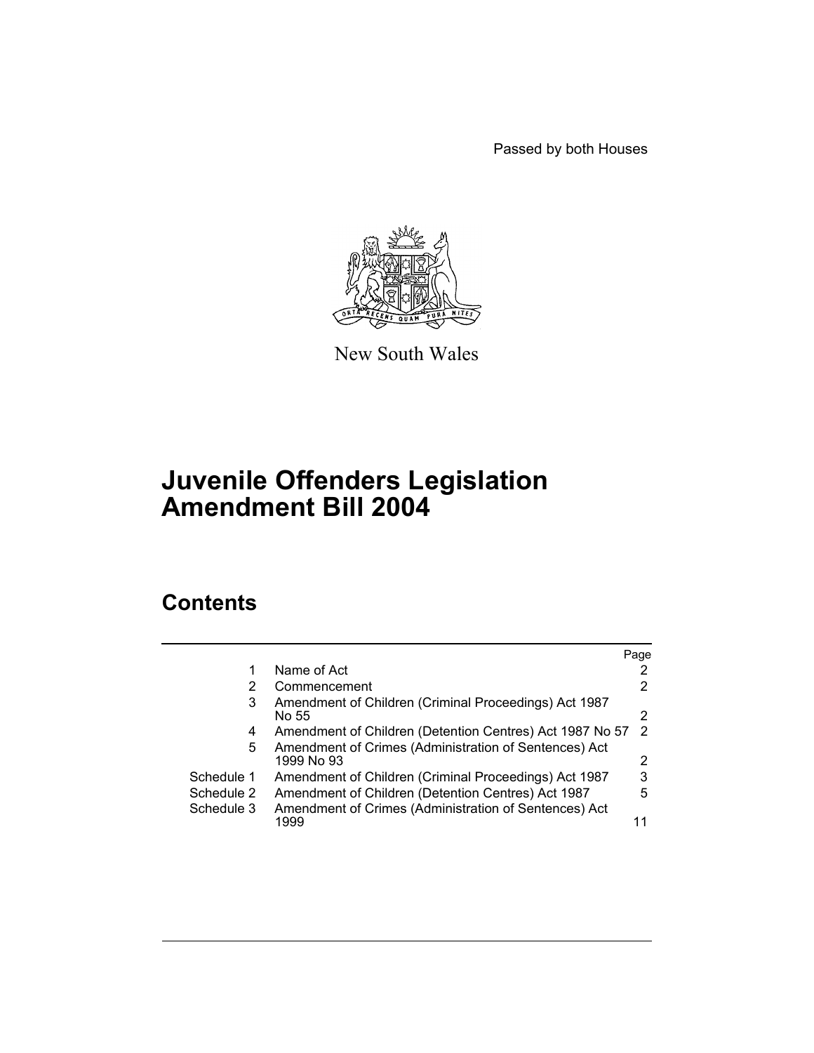Passed by both Houses

New South Wales

# Juvenile Offenders Legislation Amendment Bill 2004

## Contents

| | | Page |
|---|---|---|
| 1 | Name of Act | 2 |
| 2 | Commencement | 2 |
| 3 | Amendment of Children (Criminal Proceedings) Act 1987 No 55 | 2 |
| 4 | Amendment of Children (Detention Centres) Act 1987 No 57 | 2 |
| 5 | Amendment of Crimes (Administration of Sentences) Act 1999 No 93 | 2 |
| Schedule 1 | Amendment of Children (Criminal Proceedings) Act 1987 | 3 |
| Schedule 2 | Amendment of Children (Detention Centres) Act 1987 | 5 |
| Schedule 3 | Amendment of Crimes (Administration of Sentences) Act 1999 | 11 |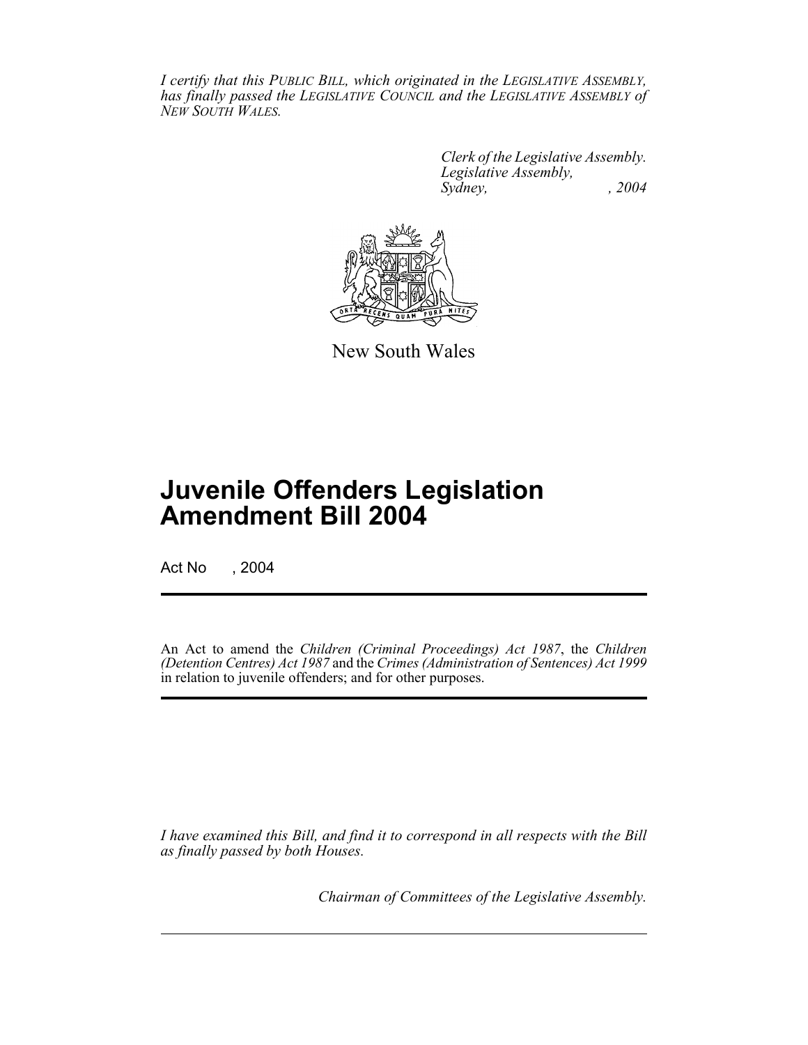*I certify that this PUBLIC BILL, which originated in the LEGISLATIVE ASSEMBLY, has finally passed the LEGISLATIVE COUNCIL and the LEGISLATIVE ASSEMBLY of NEW SOUTH WALES.*

*Clerk of the Legislative Assembly.*
*Legislative Assembly,*
*Sydney, , 2004*

New South Wales

# Juvenile Offenders Legislation Amendment Bill 2004

Act No , 2004

An Act to amend the *Children (Criminal Proceedings) Act 1987*, the *Children (Detention Centres) Act 1987* and the *Crimes (Administration of Sentences) Act 1999* in relation to juvenile offenders; and for other purposes.

*I have examined this Bill, and find it to correspond in all respects with the Bill as finally passed by both Houses.*

*Chairman of Committees of the Legislative Assembly.*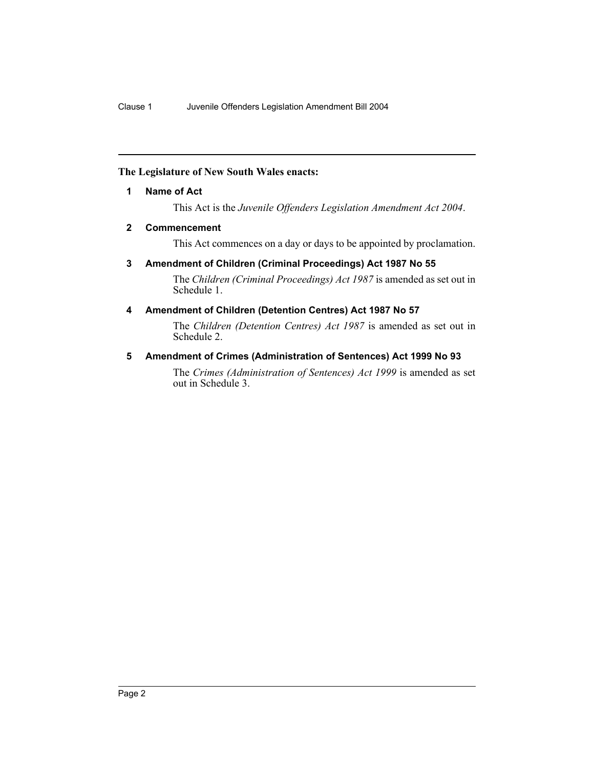**The Legislature of New South Wales enacts:**

### 1 Name of Act

This Act is the *Juvenile Offenders Legislation Amendment Act 2004*.

### 2 Commencement

This Act commences on a day or days to be appointed by proclamation.

### 3 Amendment of Children (Criminal Proceedings) Act 1987 No 55

The *Children (Criminal Proceedings) Act 1987* is amended as set out in Schedule 1.

### 4 Amendment of Children (Detention Centres) Act 1987 No 57

The *Children (Detention Centres) Act 1987* is amended as set out in Schedule 2.

### 5 Amendment of Crimes (Administration of Sentences) Act 1999 No 93

The *Crimes (Administration of Sentences) Act 1999* is amended as set out in Schedule 3.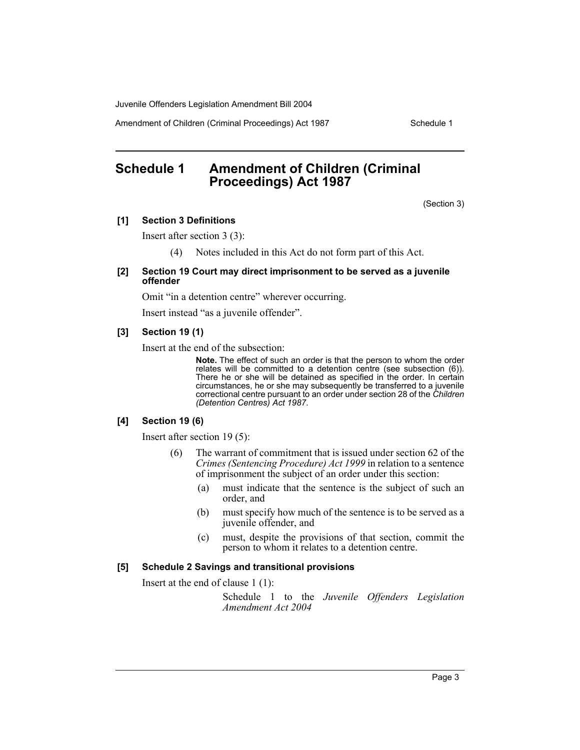# Schedule 1 Amendment of Children (Criminal Proceedings) Act 1987

(Section 3)

**[1] Section 3 Definitions**

Insert after section 3 (3):

(4) Notes included in this Act do not form part of this Act.

**[2] Section 19 Court may direct imprisonment to be served as a juvenile offender**

Omit "in a detention centre" wherever occurring.

Insert instead "as a juvenile offender".

**[3] Section 19 (1)**

Insert at the end of the subsection:

**Note.** The effect of such an order is that the person to whom the order relates will be committed to a detention centre (see subsection (6)). There he or she will be detained as specified in the order. In certain circumstances, he or she may subsequently be transferred to a juvenile correctional centre pursuant to an order under section 28 of the *Children (Detention Centres) Act 1987*.

**[4] Section 19 (6)**

Insert after section 19 (5):

(6) The warrant of commitment that is issued under section 62 of the *Crimes (Sentencing Procedure) Act 1999* in relation to a sentence of imprisonment the subject of an order under this section:

(a) must indicate that the sentence is the subject of such an order, and

(b) must specify how much of the sentence is to be served as a juvenile offender, and

(c) must, despite the provisions of that section, commit the person to whom it relates to a detention centre.

**[5] Schedule 2 Savings and transitional provisions**

Insert at the end of clause 1 (1):

Schedule 1 to the *Juvenile Offenders Legislation Amendment Act 2004*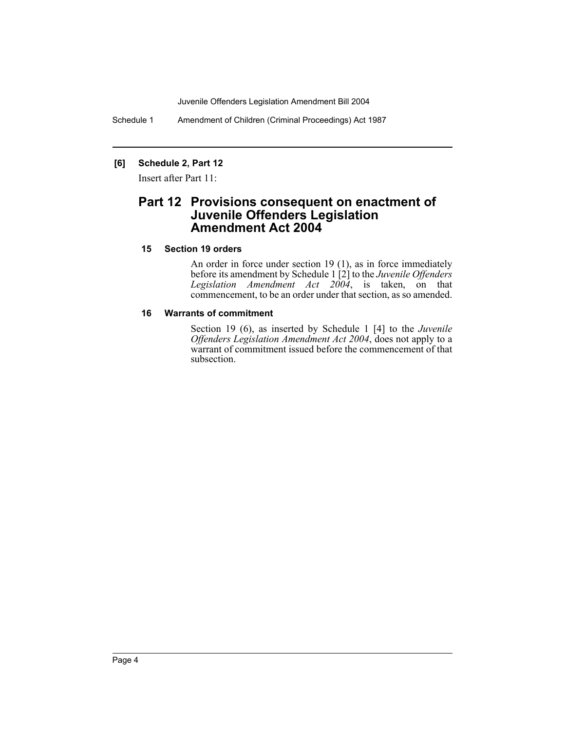**[6] Schedule 2, Part 12**

Insert after Part 11:

## Part 12 Provisions consequent on enactment of Juvenile Offenders Legislation Amendment Act 2004

**15 Section 19 orders**

An order in force under section 19 (1), as in force immediately before its amendment by Schedule 1 [2] to the *Juvenile Offenders Legislation Amendment Act 2004*, is taken, on that commencement, to be an order under that section, as so amended.

**16 Warrants of commitment**

Section 19 (6), as inserted by Schedule 1 [4] to the *Juvenile Offenders Legislation Amendment Act 2004*, does not apply to a warrant of commitment issued before the commencement of that subsection.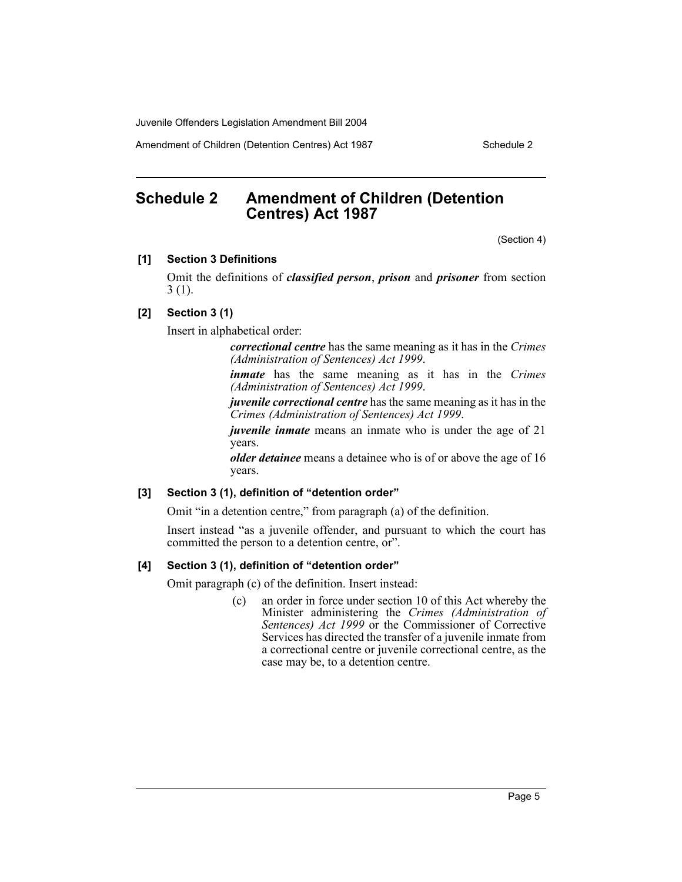# Schedule 2 Amendment of Children (Detention Centres) Act 1987

(Section 4)

**[1] Section 3 Definitions**

Omit the definitions of ***classified person***, ***prison*** and ***prisoner*** from section 3 (1).

**[2] Section 3 (1)**

Insert in alphabetical order:

> ***correctional centre*** has the same meaning as it has in the *Crimes (Administration of Sentences) Act 1999*.
>
> ***inmate*** has the same meaning as it has in the *Crimes (Administration of Sentences) Act 1999*.
>
> ***juvenile correctional centre*** has the same meaning as it has in the *Crimes (Administration of Sentences) Act 1999*.
>
> ***juvenile inmate*** means an inmate who is under the age of 21 years.
>
> ***older detainee*** means a detainee who is of or above the age of 16 years.

**[3] Section 3 (1), definition of "detention order"**

Omit "in a detention centre," from paragraph (a) of the definition.

Insert instead "as a juvenile offender, and pursuant to which the court has committed the person to a detention centre, or".

**[4] Section 3 (1), definition of "detention order"**

Omit paragraph (c) of the definition. Insert instead:

> (c) an order in force under section 10 of this Act whereby the Minister administering the *Crimes (Administration of Sentences) Act 1999* or the Commissioner of Corrective Services has directed the transfer of a juvenile inmate from a correctional centre or juvenile correctional centre, as the case may be, to a detention centre.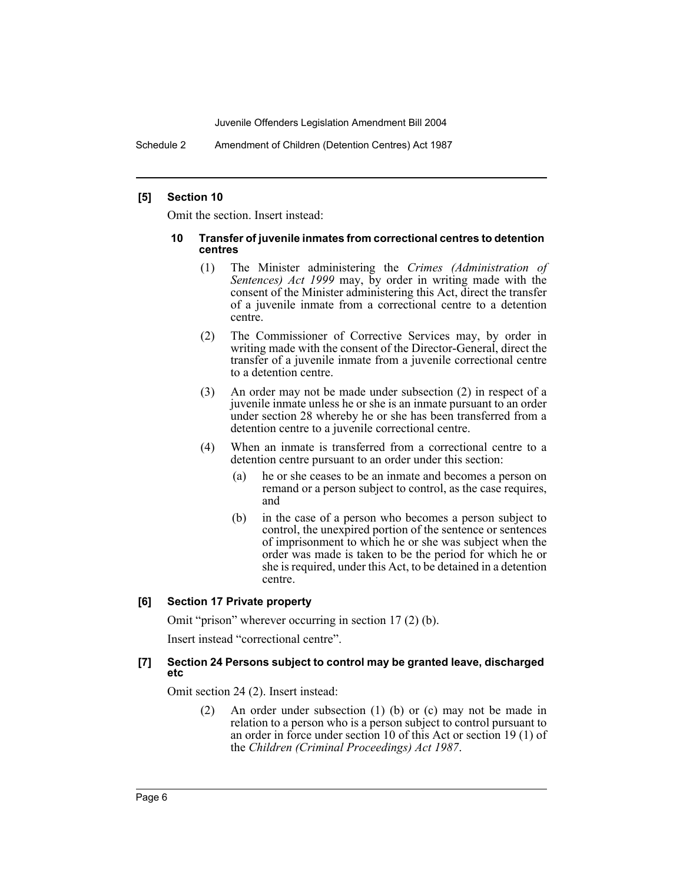**[5] Section 10**

Omit the section. Insert instead:

**10 Transfer of juvenile inmates from correctional centres to detention centres**

(1) The Minister administering the *Crimes (Administration of Sentences) Act 1999* may, by order in writing made with the consent of the Minister administering this Act, direct the transfer of a juvenile inmate from a correctional centre to a detention centre.

(2) The Commissioner of Corrective Services may, by order in writing made with the consent of the Director-General, direct the transfer of a juvenile inmate from a juvenile correctional centre to a detention centre.

(3) An order may not be made under subsection (2) in respect of a juvenile inmate unless he or she is an inmate pursuant to an order under section 28 whereby he or she has been transferred from a detention centre to a juvenile correctional centre.

(4) When an inmate is transferred from a correctional centre to a detention centre pursuant to an order under this section:

(a) he or she ceases to be an inmate and becomes a person on remand or a person subject to control, as the case requires, and

(b) in the case of a person who becomes a person subject to control, the unexpired portion of the sentence or sentences of imprisonment to which he or she was subject when the order was made is taken to be the period for which he or she is required, under this Act, to be detained in a detention centre.

**[6] Section 17 Private property**

Omit "prison" wherever occurring in section 17 (2) (b).

Insert instead "correctional centre".

**[7] Section 24 Persons subject to control may be granted leave, discharged etc**

Omit section 24 (2). Insert instead:

(2) An order under subsection (1) (b) or (c) may not be made in relation to a person who is a person subject to control pursuant to an order in force under section 10 of this Act or section 19 (1) of the *Children (Criminal Proceedings) Act 1987*.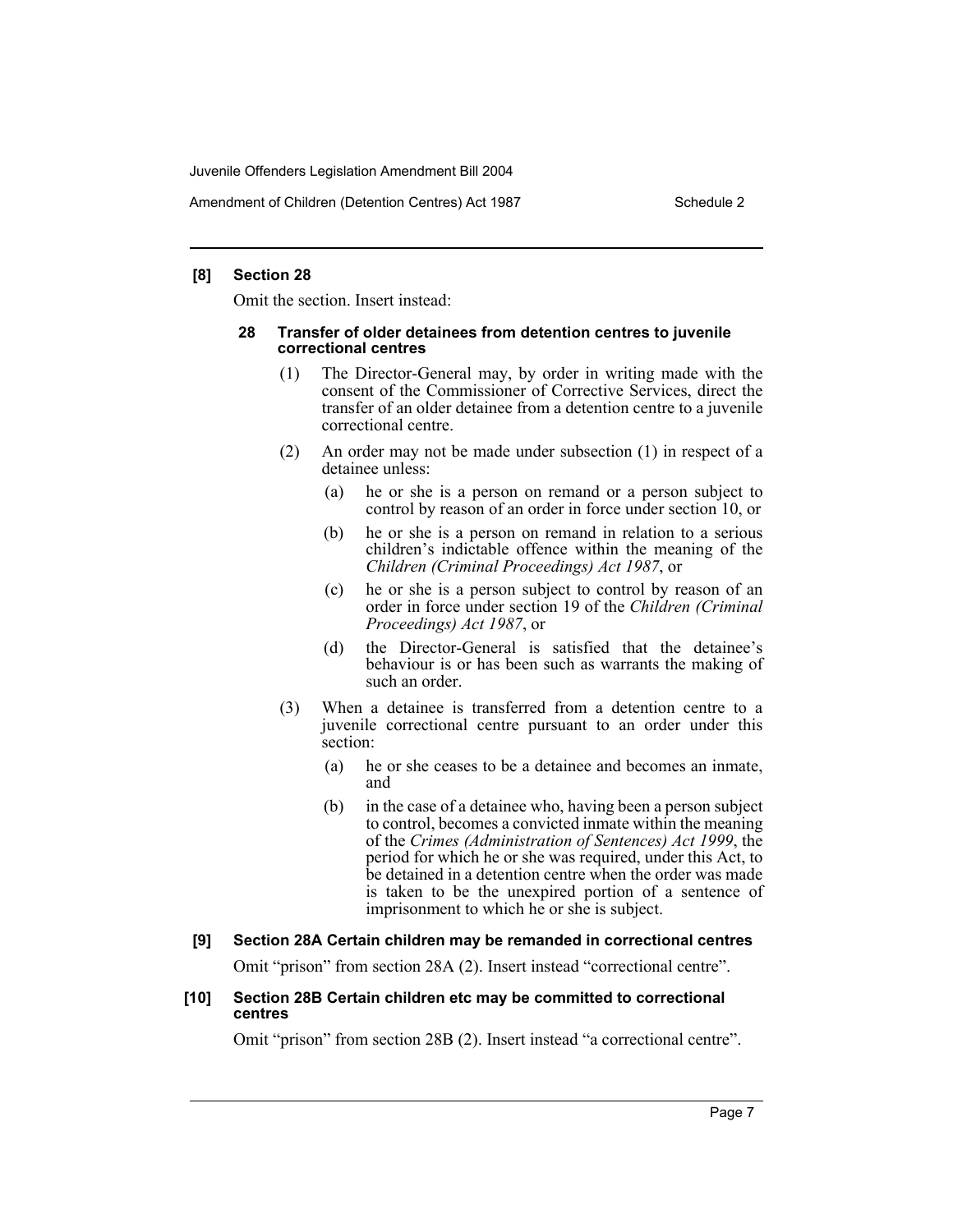**[8] Section 28**

Omit the section. Insert instead:

**28 Transfer of older detainees from detention centres to juvenile correctional centres**

(1) The Director-General may, by order in writing made with the consent of the Commissioner of Corrective Services, direct the transfer of an older detainee from a detention centre to a juvenile correctional centre.

(2) An order may not be made under subsection (1) in respect of a detainee unless:

- (a) he or she is a person on remand or a person subject to control by reason of an order in force under section 10, or
- (b) he or she is a person on remand in relation to a serious children's indictable offence within the meaning of the *Children (Criminal Proceedings) Act 1987*, or
- (c) he or she is a person subject to control by reason of an order in force under section 19 of the *Children (Criminal Proceedings) Act 1987*, or
- (d) the Director-General is satisfied that the detainee's behaviour is or has been such as warrants the making of such an order.

(3) When a detainee is transferred from a detention centre to a juvenile correctional centre pursuant to an order under this section:

- (a) he or she ceases to be a detainee and becomes an inmate, and
- (b) in the case of a detainee who, having been a person subject to control, becomes a convicted inmate within the meaning of the *Crimes (Administration of Sentences) Act 1999*, the period for which he or she was required, under this Act, to be detained in a detention centre when the order was made is taken to be the unexpired portion of a sentence of imprisonment to which he or she is subject.

**[9] Section 28A Certain children may be remanded in correctional centres**

Omit "prison" from section 28A (2). Insert instead "correctional centre".

**[10] Section 28B Certain children etc may be committed to correctional centres**

Omit "prison" from section 28B (2). Insert instead "a correctional centre".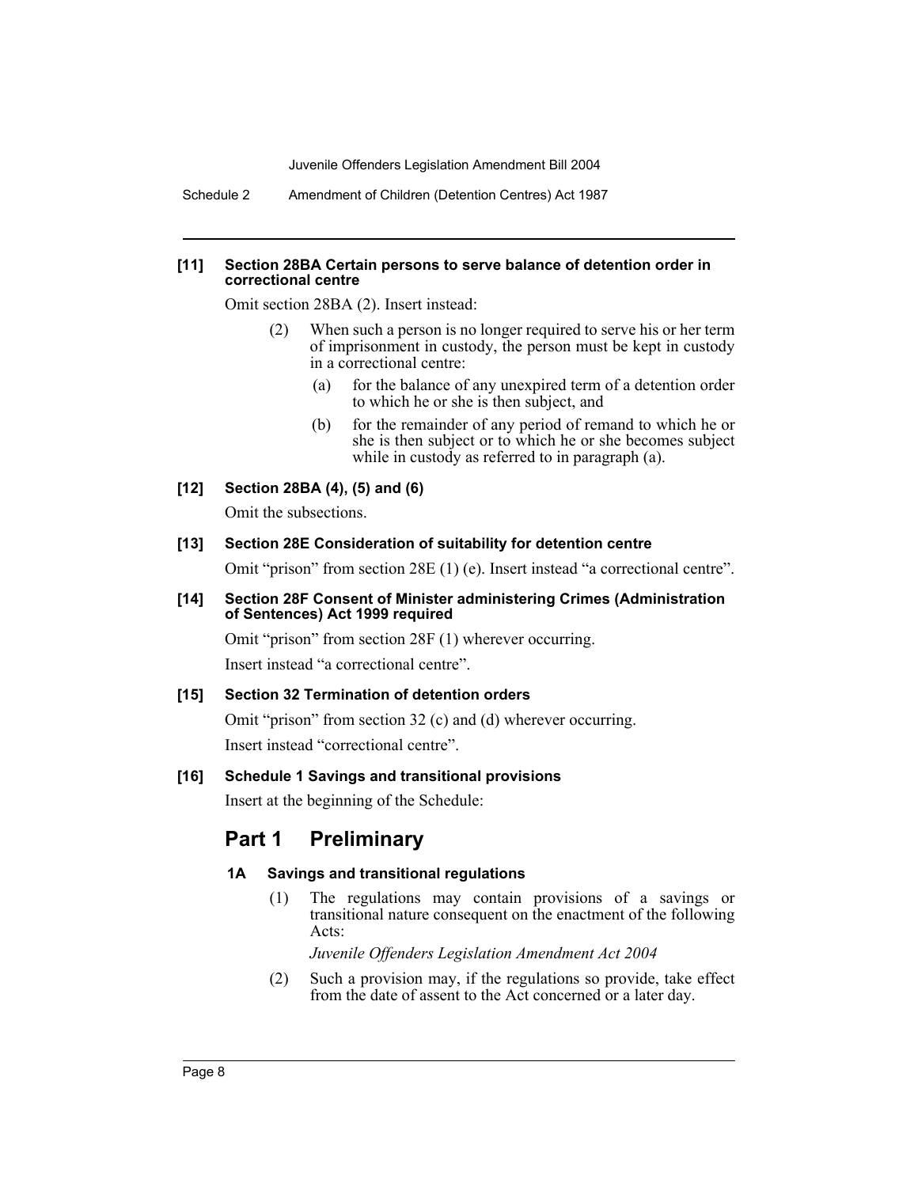**[11] Section 28BA Certain persons to serve balance of detention order in correctional centre**

Omit section 28BA (2). Insert instead:

(2) When such a person is no longer required to serve his or her term of imprisonment in custody, the person must be kept in custody in a correctional centre:

(a) for the balance of any unexpired term of a detention order to which he or she is then subject, and

(b) for the remainder of any period of remand to which he or she is then subject or to which he or she becomes subject while in custody as referred to in paragraph (a).

**[12] Section 28BA (4), (5) and (6)**

Omit the subsections.

**[13] Section 28E Consideration of suitability for detention centre**

Omit "prison" from section 28E (1) (e). Insert instead "a correctional centre".

**[14] Section 28F Consent of Minister administering Crimes (Administration of Sentences) Act 1999 required**

Omit "prison" from section 28F (1) wherever occurring.

Insert instead "a correctional centre".

**[15] Section 32 Termination of detention orders**

Omit "prison" from section 32 (c) and (d) wherever occurring.

Insert instead "correctional centre".

**[16] Schedule 1 Savings and transitional provisions**

Insert at the beginning of the Schedule:

## Part 1 Preliminary

### 1A Savings and transitional regulations

(1) The regulations may contain provisions of a savings or transitional nature consequent on the enactment of the following Acts:

*Juvenile Offenders Legislation Amendment Act 2004*

(2) Such a provision may, if the regulations so provide, take effect from the date of assent to the Act concerned or a later day.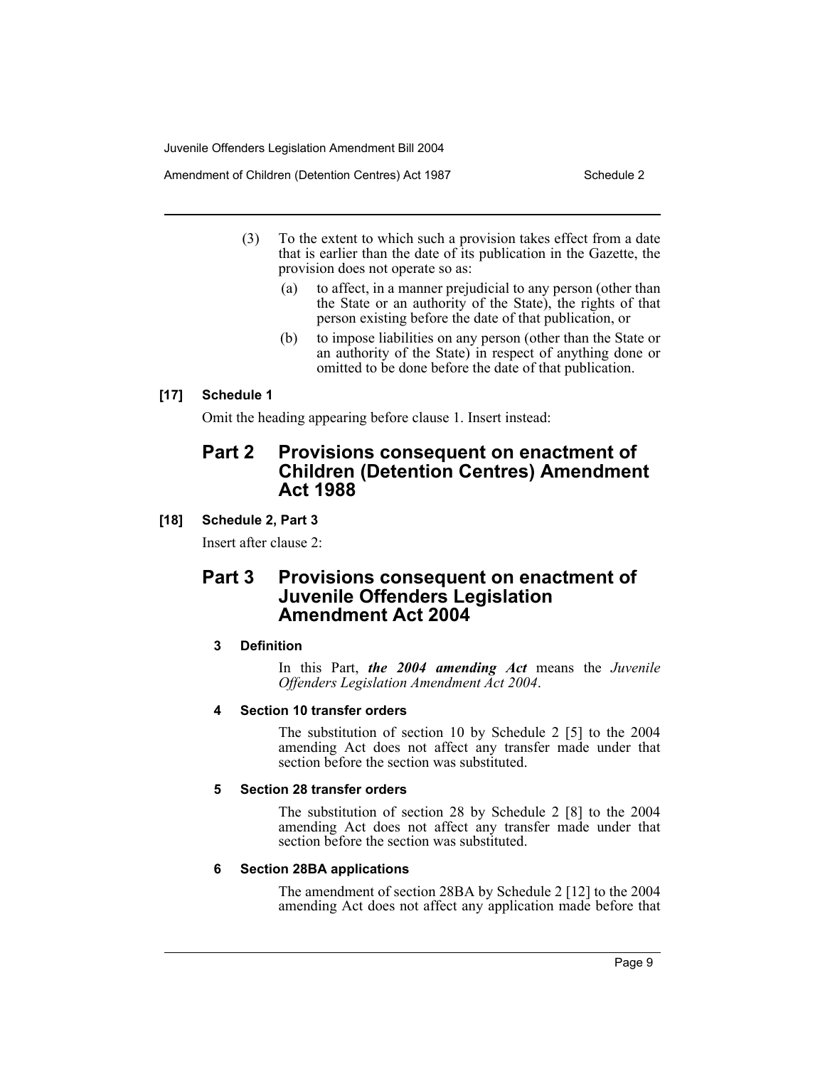(3) To the extent to which such a provision takes effect from a date that is earlier than the date of its publication in the Gazette, the provision does not operate so as:

(a) to affect, in a manner prejudicial to any person (other than the State or an authority of the State), the rights of that person existing before the date of that publication, or

(b) to impose liabilities on any person (other than the State or an authority of the State) in respect of anything done or omitted to be done before the date of that publication.

**[17] Schedule 1**

Omit the heading appearing before clause 1. Insert instead:

## Part 2 Provisions consequent on enactment of Children (Detention Centres) Amendment Act 1988

**[18] Schedule 2, Part 3**

Insert after clause 2:

## Part 3 Provisions consequent on enactment of Juvenile Offenders Legislation Amendment Act 2004

**3 Definition**

In this Part, ***the 2004 amending Act*** means the *Juvenile Offenders Legislation Amendment Act 2004*.

**4 Section 10 transfer orders**

The substitution of section 10 by Schedule 2 [5] to the 2004 amending Act does not affect any transfer made under that section before the section was substituted.

**5 Section 28 transfer orders**

The substitution of section 28 by Schedule 2 [8] to the 2004 amending Act does not affect any transfer made under that section before the section was substituted.

**6 Section 28BA applications**

The amendment of section 28BA by Schedule 2 [12] to the 2004 amending Act does not affect any application made before that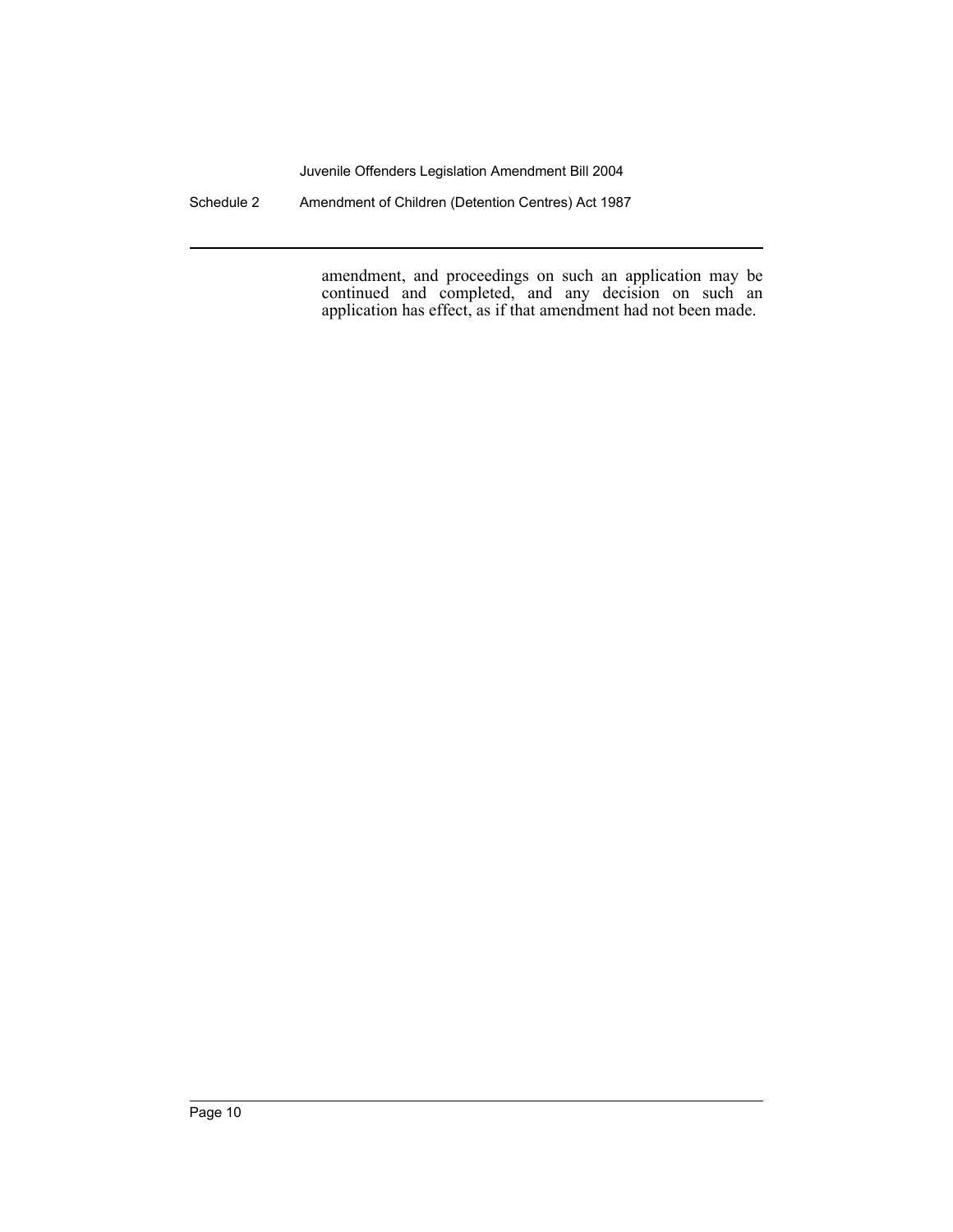amendment, and proceedings on such an application may be continued and completed, and any decision on such an application has effect, as if that amendment had not been made.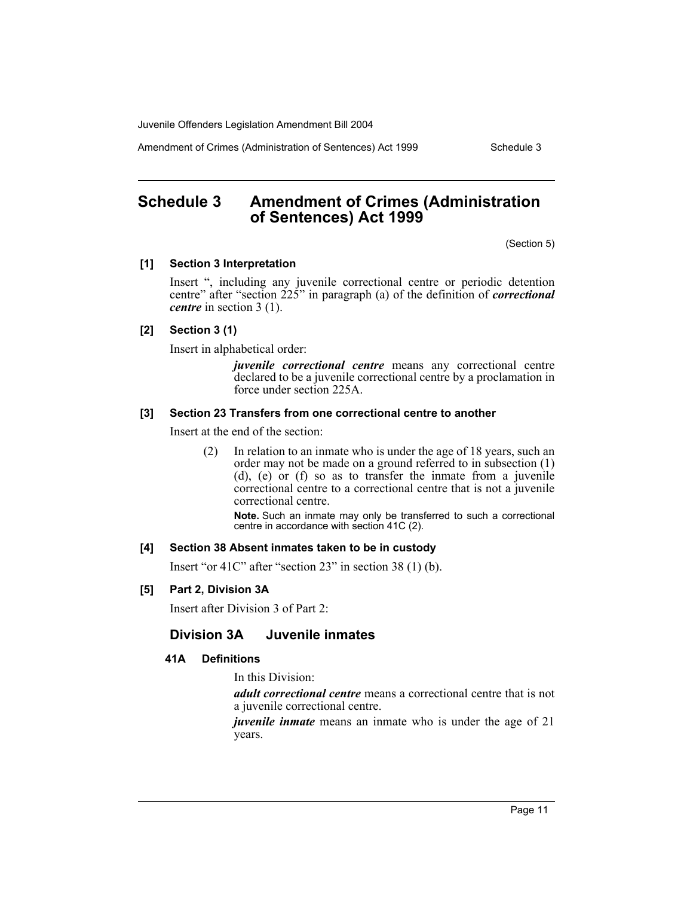# Schedule 3 Amendment of Crimes (Administration of Sentences) Act 1999

(Section 5)

**[1] Section 3 Interpretation**

Insert ", including any juvenile correctional centre or periodic detention centre" after "section 225" in paragraph (a) of the definition of ***correctional centre*** in section 3 (1).

**[2] Section 3 (1)**

Insert in alphabetical order:

> ***juvenile correctional centre*** means any correctional centre declared to be a juvenile correctional centre by a proclamation in force under section 225A.

**[3] Section 23 Transfers from one correctional centre to another**

Insert at the end of the section:

> (2) In relation to an inmate who is under the age of 18 years, such an order may not be made on a ground referred to in subsection (1) (d), (e) or (f) so as to transfer the inmate from a juvenile correctional centre to a correctional centre that is not a juvenile correctional centre.
>
> **Note.** Such an inmate may only be transferred to such a correctional centre in accordance with section 41C (2).

**[4] Section 38 Absent inmates taken to be in custody**

Insert "or 41C" after "section 23" in section 38 (1) (b).

**[5] Part 2, Division 3A**

Insert after Division 3 of Part 2:

## Division 3A Juvenile inmates

### 41A Definitions

In this Division:

***adult correctional centre*** means a correctional centre that is not a juvenile correctional centre.

***juvenile inmate*** means an inmate who is under the age of 21 years.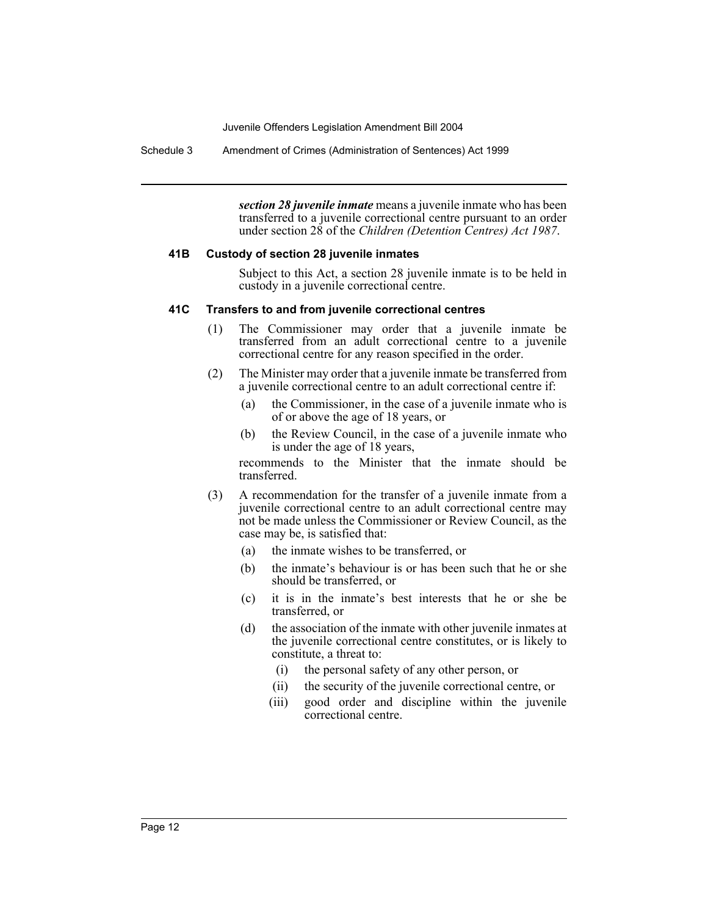***section 28 juvenile inmate*** means a juvenile inmate who has been transferred to a juvenile correctional centre pursuant to an order under section 28 of the *Children (Detention Centres) Act 1987*.

#### 41B Custody of section 28 juvenile inmates

Subject to this Act, a section 28 juvenile inmate is to be held in custody in a juvenile correctional centre.

#### 41C Transfers to and from juvenile correctional centres

(1) The Commissioner may order that a juvenile inmate be transferred from an adult correctional centre to a juvenile correctional centre for any reason specified in the order.

(2) The Minister may order that a juvenile inmate be transferred from a juvenile correctional centre to an adult correctional centre if:

- (a) the Commissioner, in the case of a juvenile inmate who is of or above the age of 18 years, or
- (b) the Review Council, in the case of a juvenile inmate who is under the age of 18 years,

recommends to the Minister that the inmate should be transferred.

(3) A recommendation for the transfer of a juvenile inmate from a juvenile correctional centre to an adult correctional centre may not be made unless the Commissioner or Review Council, as the case may be, is satisfied that:

- (a) the inmate wishes to be transferred, or
- (b) the inmate's behaviour is or has been such that he or she should be transferred, or
- (c) it is in the inmate's best interests that he or she be transferred, or
- (d) the association of the inmate with other juvenile inmates at the juvenile correctional centre constitutes, or is likely to constitute, a threat to:
  - (i) the personal safety of any other person, or
  - (ii) the security of the juvenile correctional centre, or
  - (iii) good order and discipline within the juvenile correctional centre.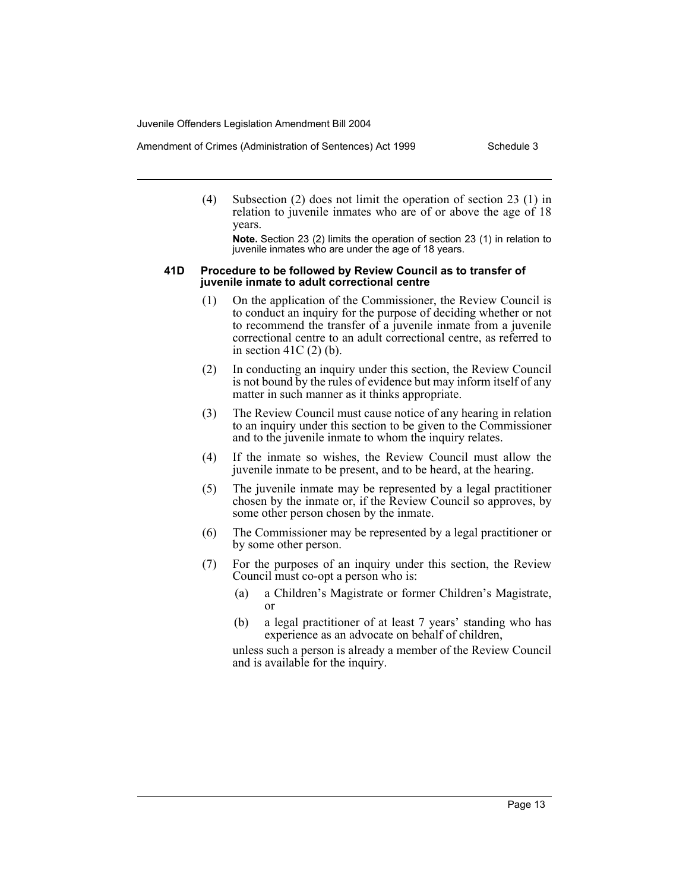(4) Subsection (2) does not limit the operation of section 23 (1) in relation to juvenile inmates who are of or above the age of 18 years.

**Note.** Section 23 (2) limits the operation of section 23 (1) in relation to juvenile inmates who are under the age of 18 years.

#### 41D Procedure to be followed by Review Council as to transfer of juvenile inmate to adult correctional centre

(1) On the application of the Commissioner, the Review Council is to conduct an inquiry for the purpose of deciding whether or not to recommend the transfer of a juvenile inmate from a juvenile correctional centre to an adult correctional centre, as referred to in section 41C (2) (b).

(2) In conducting an inquiry under this section, the Review Council is not bound by the rules of evidence but may inform itself of any matter in such manner as it thinks appropriate.

(3) The Review Council must cause notice of any hearing in relation to an inquiry under this section to be given to the Commissioner and to the juvenile inmate to whom the inquiry relates.

(4) If the inmate so wishes, the Review Council must allow the juvenile inmate to be present, and to be heard, at the hearing.

(5) The juvenile inmate may be represented by a legal practitioner chosen by the inmate or, if the Review Council so approves, by some other person chosen by the inmate.

(6) The Commissioner may be represented by a legal practitioner or by some other person.

(7) For the purposes of an inquiry under this section, the Review Council must co-opt a person who is:

- (a) a Children's Magistrate or former Children's Magistrate, or
- (b) a legal practitioner of at least 7 years' standing who has experience as an advocate on behalf of children,

unless such a person is already a member of the Review Council and is available for the inquiry.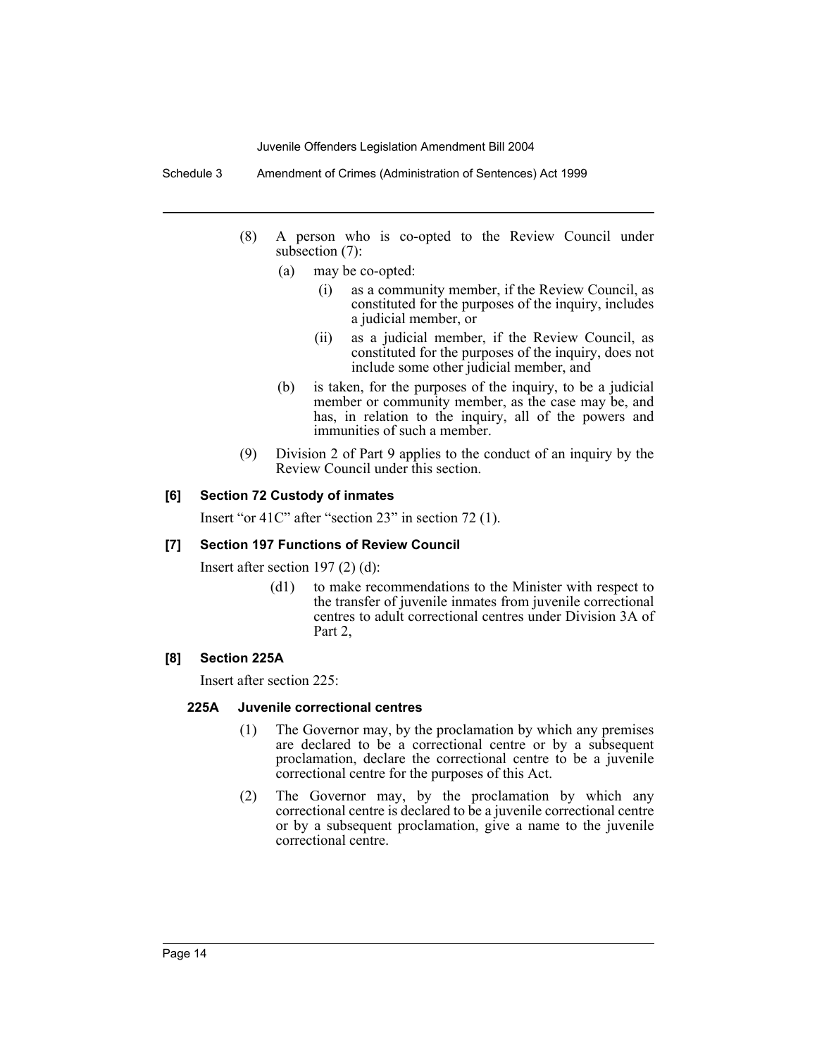(8) A person who is co-opted to the Review Council under subsection (7):

- (a) may be co-opted:
  - (i) as a community member, if the Review Council, as constituted for the purposes of the inquiry, includes a judicial member, or
  - (ii) as a judicial member, if the Review Council, as constituted for the purposes of the inquiry, does not include some other judicial member, and
- (b) is taken, for the purposes of the inquiry, to be a judicial member or community member, as the case may be, and has, in relation to the inquiry, all of the powers and immunities of such a member.

(9) Division 2 of Part 9 applies to the conduct of an inquiry by the Review Council under this section.

#### [6] Section 72 Custody of inmates

Insert "or 41C" after "section 23" in section 72 (1).

#### [7] Section 197 Functions of Review Council

Insert after section 197 (2) (d):

> (d1) to make recommendations to the Minister with respect to the transfer of juvenile inmates from juvenile correctional centres to adult correctional centres under Division 3A of Part 2,

#### [8] Section 225A

Insert after section 225:

##### 225A Juvenile correctional centres

(1) The Governor may, by the proclamation by which any premises are declared to be a correctional centre or by a subsequent proclamation, declare the correctional centre to be a juvenile correctional centre for the purposes of this Act.

(2) The Governor may, by the proclamation by which any correctional centre is declared to be a juvenile correctional centre or by a subsequent proclamation, give a name to the juvenile correctional centre.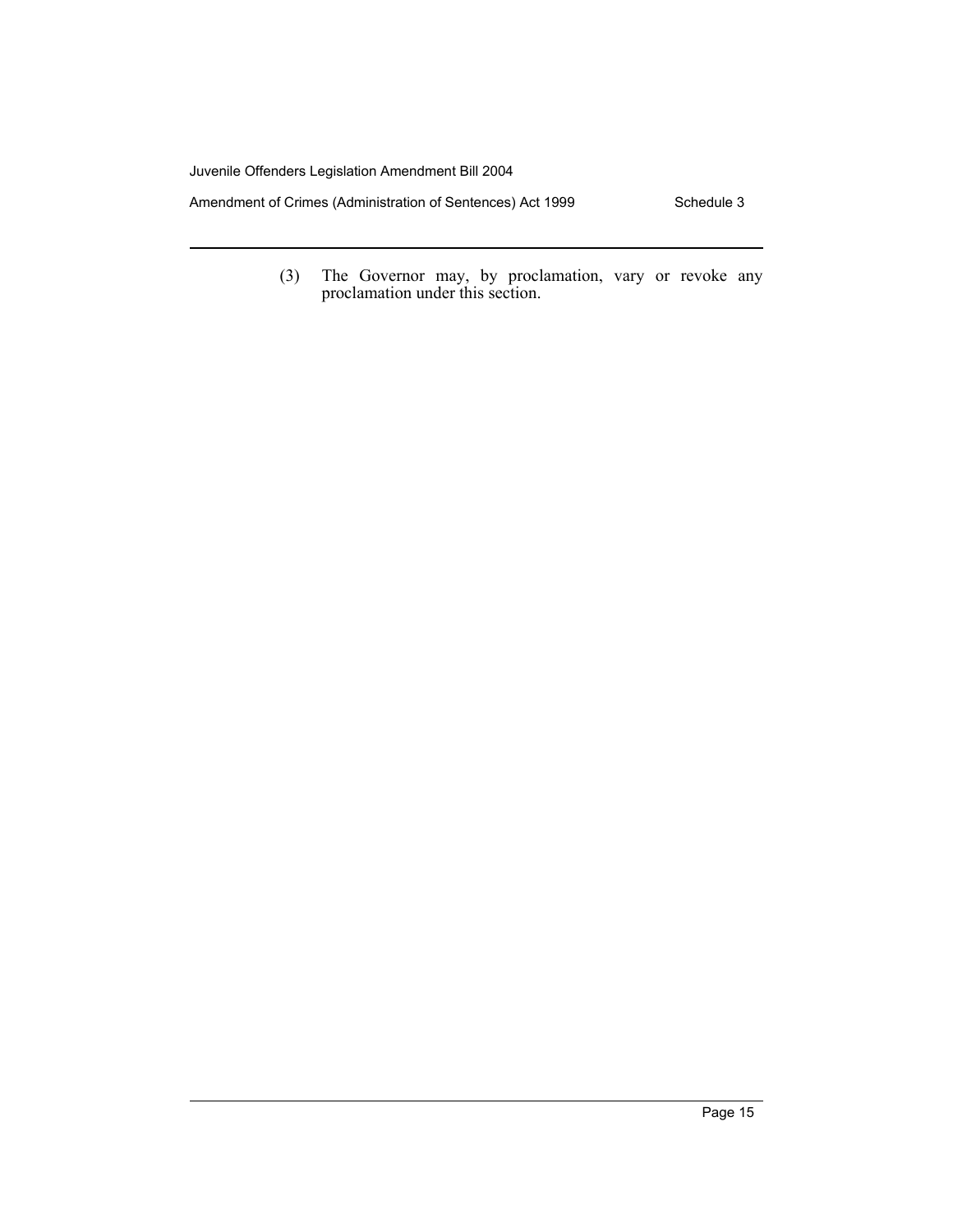(3) The Governor may, by proclamation, vary or revoke any proclamation under this section.